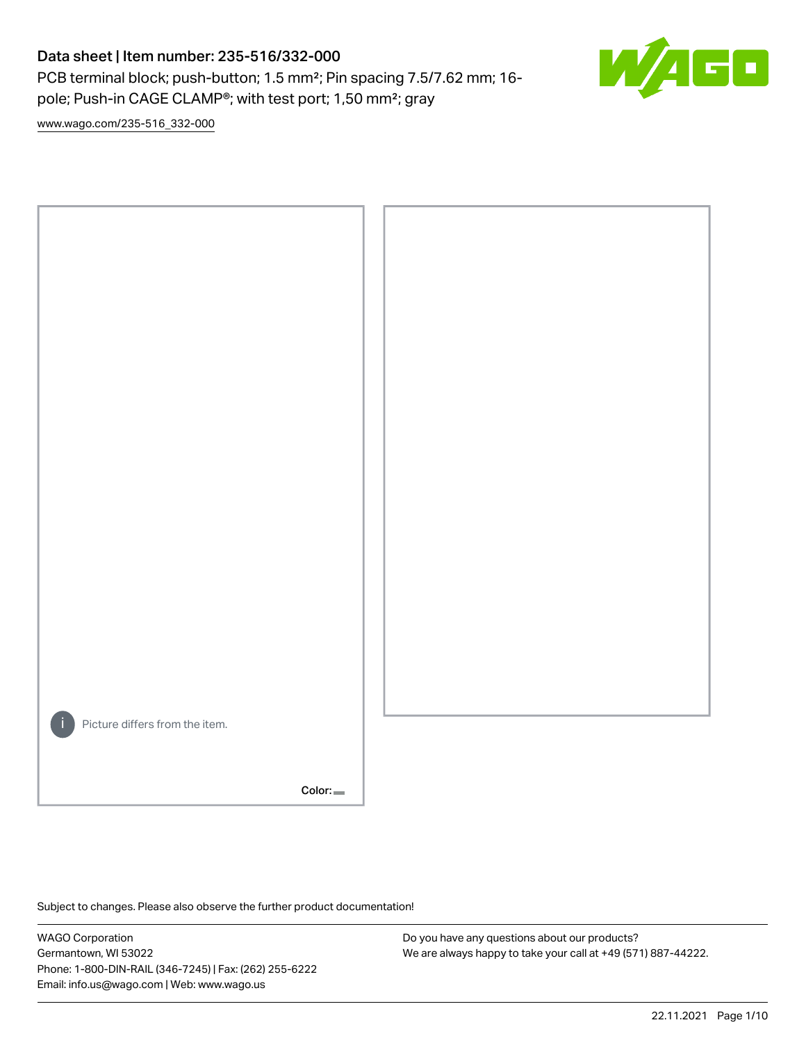# Data sheet | Item number: 235-516/332-000

PCB terminal block; push-button; 1.5 mm²; Pin spacing 7.5/7.62 mm; 16-pole; Push-in CAGE CLAMP®; with test port; 1,50 mm²; gray

www.wago.com/235-516_332-000

Picture differs from the item.

Color:

Subject to changes. Please also observe the further product documentation!

WAGO Corporation
Germantown, WI 53022
Phone: 1-800-DIN-RAIL (346-7245) | Fax: (262) 255-6222
Email: info.us@wago.com | Web: www.wago.us

Do you have any questions about our products?
We are always happy to take your call at +49 (571) 887-44222.

22.11.2021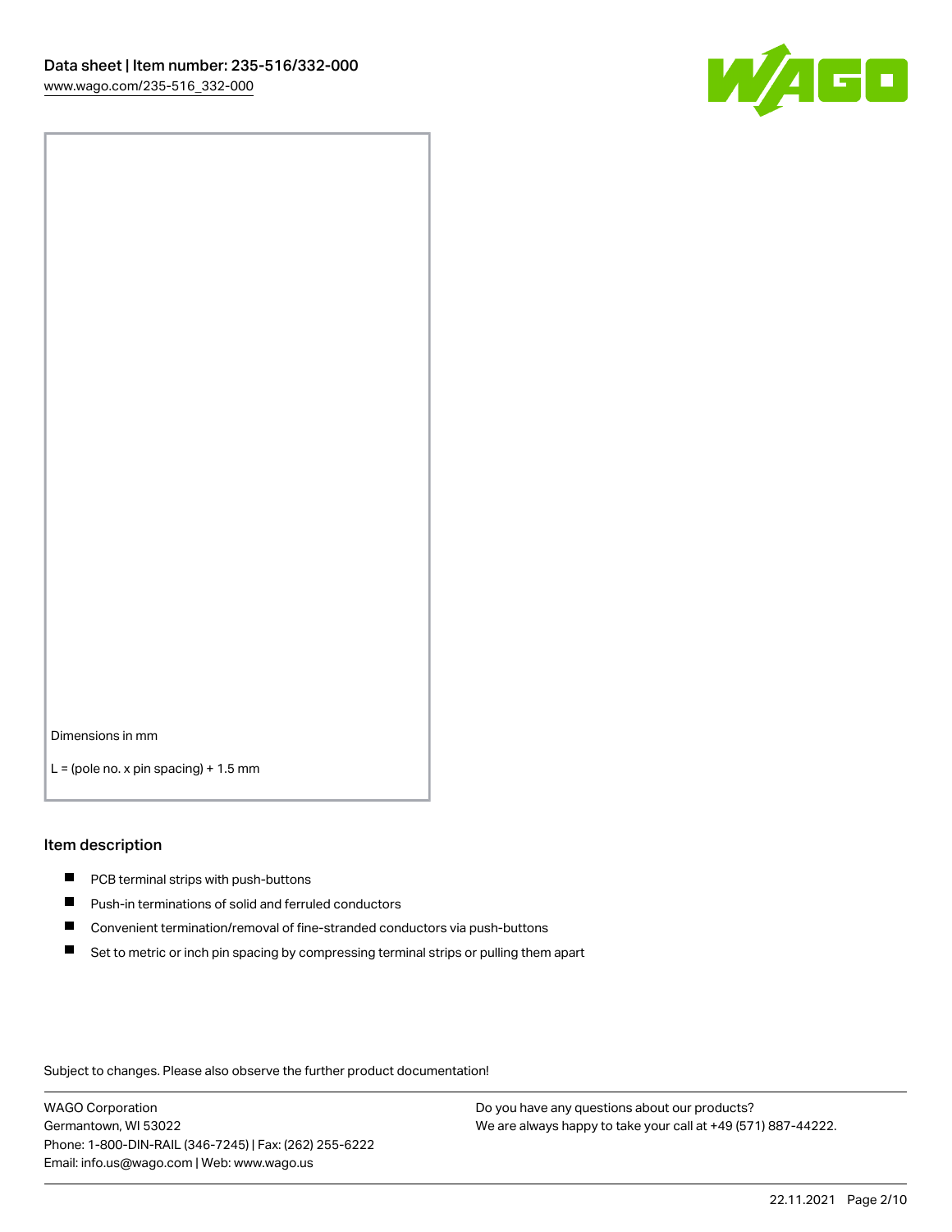Dimensions in mm

L = (pole no. x pin spacing) + 1.5 mm

## Item description

- PCB terminal strips with push-buttons
- Push-in terminations of solid and ferruled conductors
- Convenient termination/removal of fine-stranded conductors via push-buttons
- Set to metric or inch pin spacing by compressing terminal strips or pulling them apart

Subject to changes. Please also observe the further product documentation!

WAGO Corporation
Germantown, WI 53022
Phone: 1-800-DIN-RAIL (346-7245) | Fax: (262) 255-6222
Email: info.us@wago.com | Web: www.wago.us

Do you have any questions about our products?
We are always happy to take your call at +49 (571) 887-44222.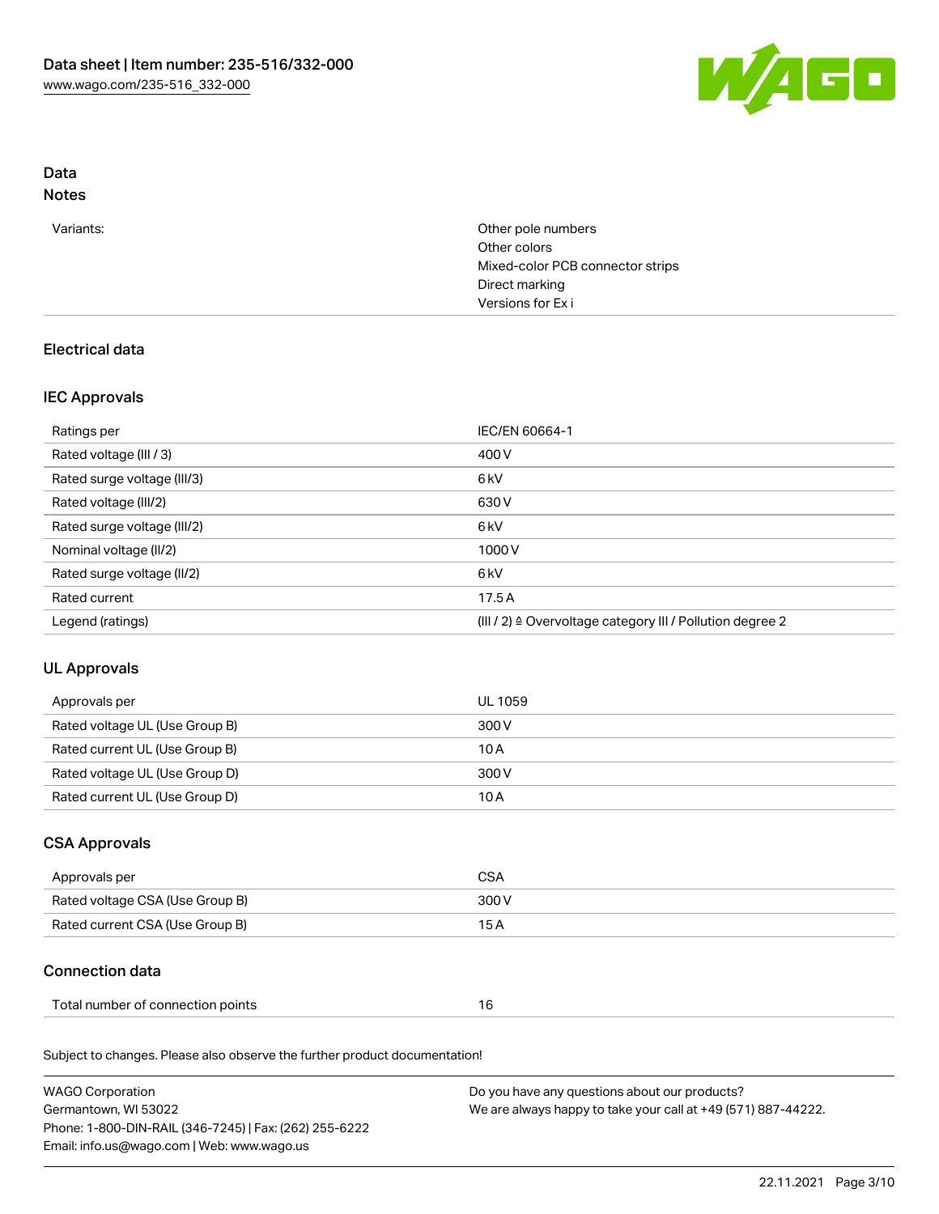## Data
### Notes

| | |
|---|---|
| Variants: | Other pole numbers<br>Other colors<br>Mixed-color PCB connector strips<br>Direct marking<br>Versions for Ex i |

### Electrical data

#### IEC Approvals

| | |
|---|---|
| Ratings per | IEC/EN 60664-1 |
| Rated voltage (III / 3) | 400 V |
| Rated surge voltage (III/3) | 6 kV |
| Rated voltage (III/2) | 630 V |
| Rated surge voltage (III/2) | 6 kV |
| Nominal voltage (II/2) | 1000 V |
| Rated surge voltage (II/2) | 6 kV |
| Rated current | 17.5 A |
| Legend (ratings) | (III / 2) ≙ Overvoltage category III / Pollution degree 2 |

#### UL Approvals

| | |
|---|---|
| Approvals per | UL 1059 |
| Rated voltage UL (Use Group B) | 300 V |
| Rated current UL (Use Group B) | 10 A |
| Rated voltage UL (Use Group D) | 300 V |
| Rated current UL (Use Group D) | 10 A |

#### CSA Approvals

| | |
|---|---|
| Approvals per | CSA |
| Rated voltage CSA (Use Group B) | 300 V |
| Rated current CSA (Use Group B) | 15 A |

### Connection data

| | |
|---|---|
| Total number of connection points | 16 |

Subject to changes. Please also observe the further product documentation!

WAGO Corporation
Germantown, WI 53022
Phone: 1-800-DIN-RAIL (346-7245) | Fax: (262) 255-6222
Email: info.us@wago.com | Web: www.wago.us

Do you have any questions about our products?
We are always happy to take your call at +49 (571) 887-44222.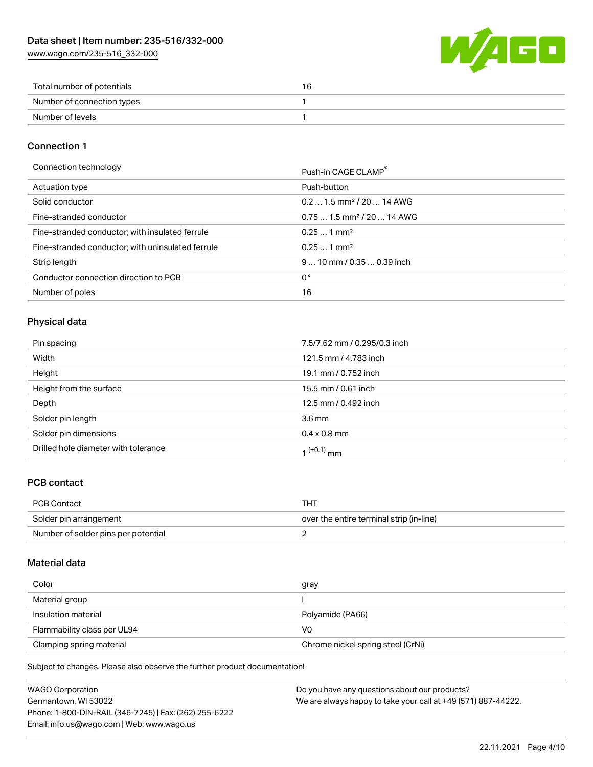| | |
|---|---|
| Total number of potentials | 16 |
| Number of connection types | 1 |
| Number of levels | 1 |

## Connection 1

| | |
|---|---|
| Connection technology | Push-in CAGE CLAMP® |
| Actuation type | Push-button |
| Solid conductor | 0.2 … 1.5 mm² / 20 … 14 AWG |
| Fine-stranded conductor | 0.75 … 1.5 mm² / 20 … 14 AWG |
| Fine-stranded conductor; with insulated ferrule | 0.25 … 1 mm² |
| Fine-stranded conductor; with uninsulated ferrule | 0.25 … 1 mm² |
| Strip length | 9 … 10 mm / 0.35 … 0.39 inch |
| Conductor connection direction to PCB | 0 ° |
| Number of poles | 16 |

## Physical data

| | |
|---|---|
| Pin spacing | 7.5/7.62 mm / 0.295/0.3 inch |
| Width | 121.5 mm / 4.783 inch |
| Height | 19.1 mm / 0.752 inch |
| Height from the surface | 15.5 mm / 0.61 inch |
| Depth | 12.5 mm / 0.492 inch |
| Solder pin length | 3.6 mm |
| Solder pin dimensions | 0.4 x 0.8 mm |
| Drilled hole diameter with tolerance | $1^{(+0.1)}$ mm |

## PCB contact

| | |
|---|---|
| PCB Contact | THT |
| Solder pin arrangement | over the entire terminal strip (in-line) |
| Number of solder pins per potential | 2 |

## Material data

| | |
|---|---|
| Color | gray |
| Material group | I |
| Insulation material | Polyamide (PA66) |
| Flammability class per UL94 | V0 |
| Clamping spring material | Chrome nickel spring steel (CrNi) |

Subject to changes. Please also observe the further product documentation!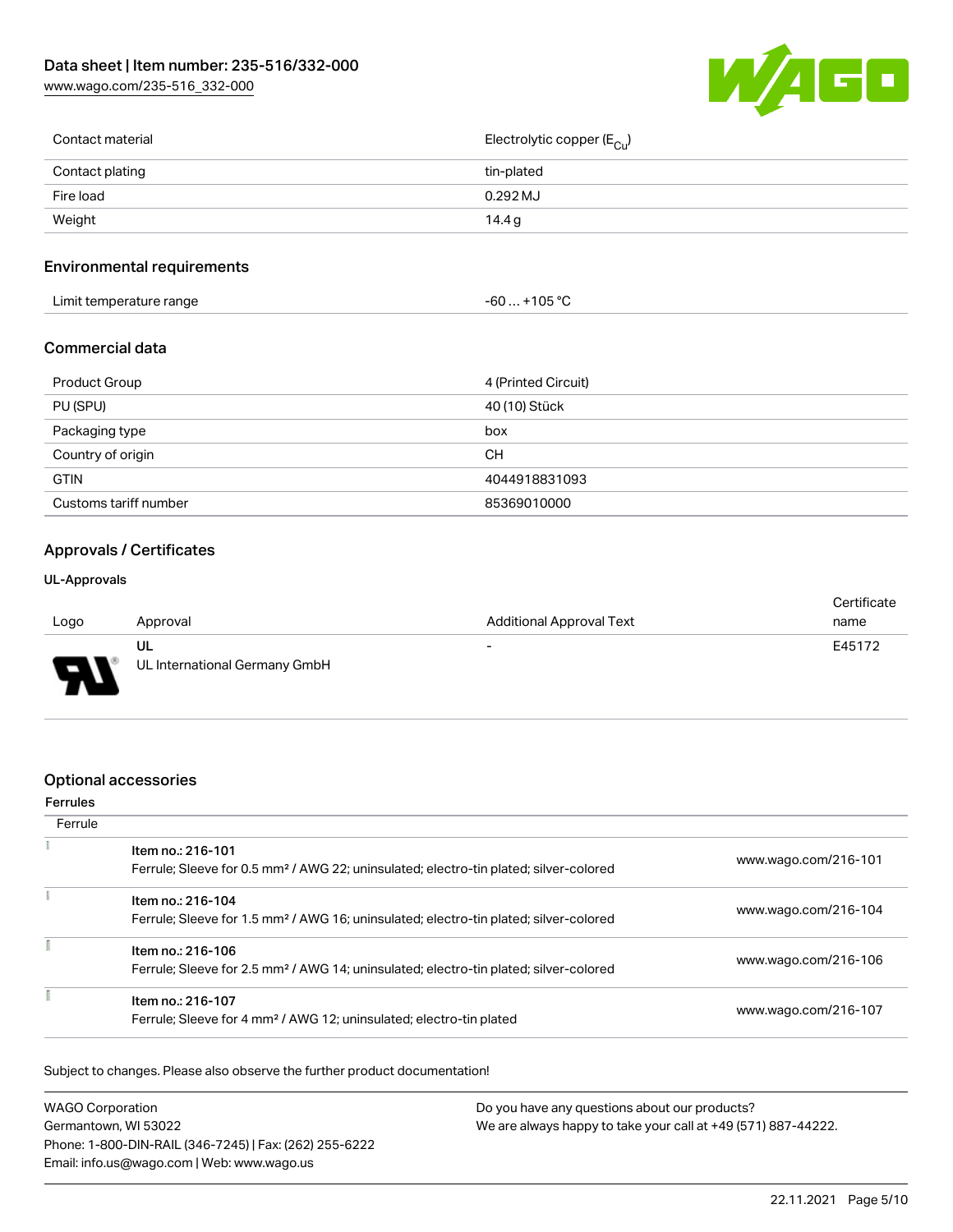| | |
|---|---|
| Contact material | Electrolytic copper ($E_{Cu}$) |
| Contact plating | tin-plated |
| Fire load | 0.292 MJ |
| Weight | 14.4 g |

## Environmental requirements

| | |
|---|---|
| Limit temperature range | -60 … +105 °C |

## Commercial data

| | |
|---|---|
| Product Group | 4 (Printed Circuit) |
| PU (SPU) | 40 (10) Stück |
| Packaging type | box |
| Country of origin | CH |
| GTIN | 4044918831093 |
| Customs tariff number | 85369010000 |

## Approvals / Certificates

### UL-Approvals

| Logo | Approval | Additional Approval Text | Certificate name |
|---|---|---|---|
| | UL<br>UL International Germany GmbH | - | E45172 |

## Optional accessories

### Ferrules

| Ferrule | | |
|---|---|---|
| | Item no.: 216-101<br>Ferrule; Sleeve for 0.5 mm² / AWG 22; uninsulated; electro-tin plated; silver-colored | www.wago.com/216-101 |
| | Item no.: 216-104<br>Ferrule; Sleeve for 1.5 mm² / AWG 16; uninsulated; electro-tin plated; silver-colored | www.wago.com/216-104 |
| | Item no.: 216-106<br>Ferrule; Sleeve for 2.5 mm² / AWG 14; uninsulated; electro-tin plated; silver-colored | www.wago.com/216-106 |
| | Item no.: 216-107<br>Ferrule; Sleeve for 4 mm² / AWG 12; uninsulated; electro-tin plated | www.wago.com/216-107 |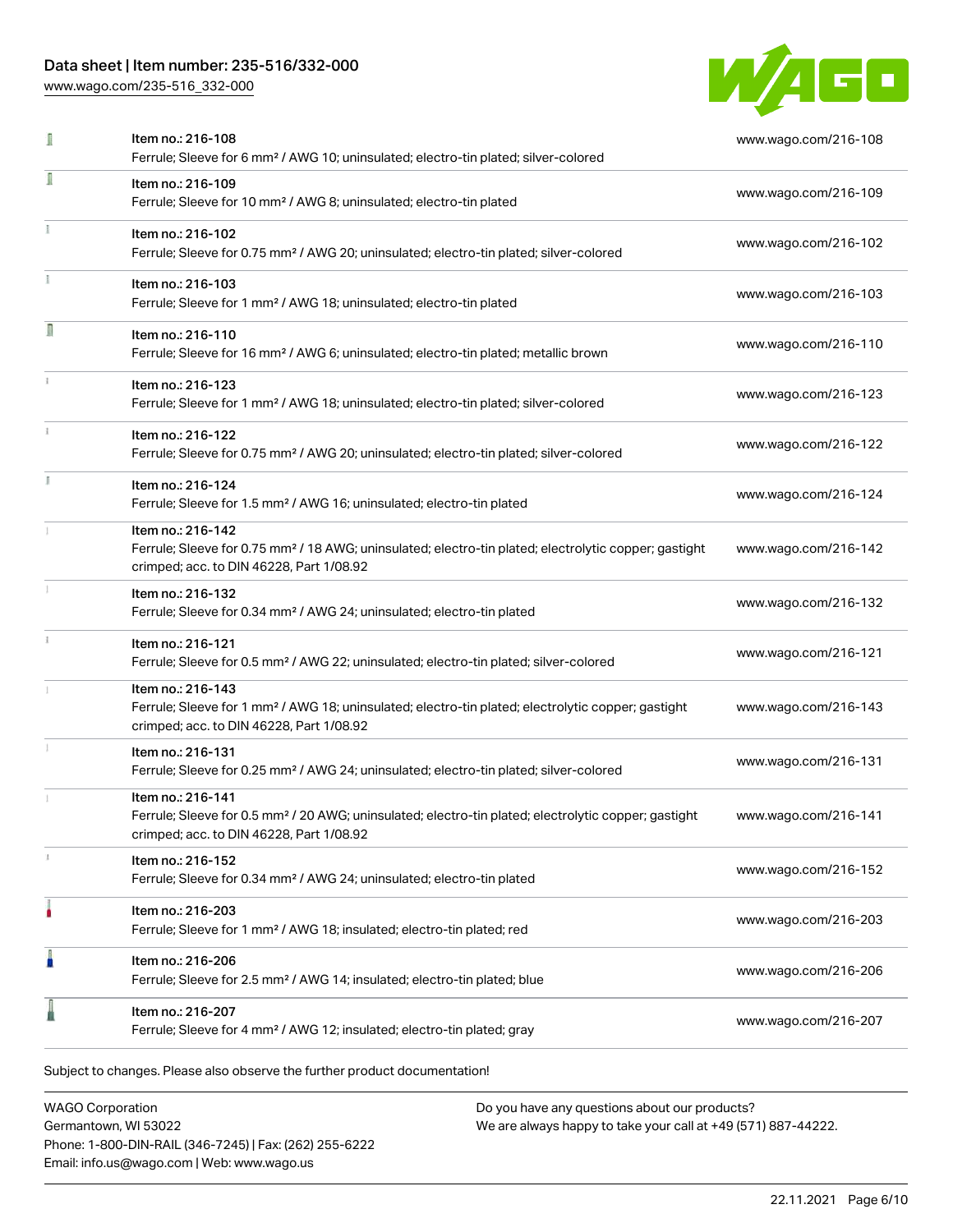| | | |
|---|---|---|
| | Item no.: 216-108<br>Ferrule; Sleeve for 6 mm² / AWG 10; uninsulated; electro-tin plated; silver-colored | www.wago.com/216-108 |
| | Item no.: 216-109<br>Ferrule; Sleeve for 10 mm² / AWG 8; uninsulated; electro-tin plated | www.wago.com/216-109 |
| | Item no.: 216-102<br>Ferrule; Sleeve for 0.75 mm² / AWG 20; uninsulated; electro-tin plated; silver-colored | www.wago.com/216-102 |
| | Item no.: 216-103<br>Ferrule; Sleeve for 1 mm² / AWG 18; uninsulated; electro-tin plated | www.wago.com/216-103 |
| | Item no.: 216-110<br>Ferrule; Sleeve for 16 mm² / AWG 6; uninsulated; electro-tin plated; metallic brown | www.wago.com/216-110 |
| | Item no.: 216-123<br>Ferrule; Sleeve for 1 mm² / AWG 18; uninsulated; electro-tin plated; silver-colored | www.wago.com/216-123 |
| | Item no.: 216-122<br>Ferrule; Sleeve for 0.75 mm² / AWG 20; uninsulated; electro-tin plated; silver-colored | www.wago.com/216-122 |
| | Item no.: 216-124<br>Ferrule; Sleeve for 1.5 mm² / AWG 16; uninsulated; electro-tin plated | www.wago.com/216-124 |
| | Item no.: 216-142<br>Ferrule; Sleeve for 0.75 mm² / 18 AWG; uninsulated; electro-tin plated; electrolytic copper; gastight crimped; acc. to DIN 46228, Part 1/08.92 | www.wago.com/216-142 |
| | Item no.: 216-132<br>Ferrule; Sleeve for 0.34 mm² / AWG 24; uninsulated; electro-tin plated | www.wago.com/216-132 |
| | Item no.: 216-121<br>Ferrule; Sleeve for 0.5 mm² / AWG 22; uninsulated; electro-tin plated; silver-colored | www.wago.com/216-121 |
| | Item no.: 216-143<br>Ferrule; Sleeve for 1 mm² / AWG 18; uninsulated; electro-tin plated; electrolytic copper; gastight crimped; acc. to DIN 46228, Part 1/08.92 | www.wago.com/216-143 |
| | Item no.: 216-131<br>Ferrule; Sleeve for 0.25 mm² / AWG 24; uninsulated; electro-tin plated; silver-colored | www.wago.com/216-131 |
| | Item no.: 216-141<br>Ferrule; Sleeve for 0.5 mm² / 20 AWG; uninsulated; electro-tin plated; electrolytic copper; gastight crimped; acc. to DIN 46228, Part 1/08.92 | www.wago.com/216-141 |
| | Item no.: 216-152<br>Ferrule; Sleeve for 0.34 mm² / AWG 24; uninsulated; electro-tin plated | www.wago.com/216-152 |
| | Item no.: 216-203<br>Ferrule; Sleeve for 1 mm² / AWG 18; insulated; electro-tin plated; red | www.wago.com/216-203 |
| | Item no.: 216-206<br>Ferrule; Sleeve for 2.5 mm² / AWG 14; insulated; electro-tin plated; blue | www.wago.com/216-206 |
| | Item no.: 216-207<br>Ferrule; Sleeve for 4 mm² / AWG 12; insulated; electro-tin plated; gray | www.wago.com/216-207 |

Subject to changes. Please also observe the further product documentation!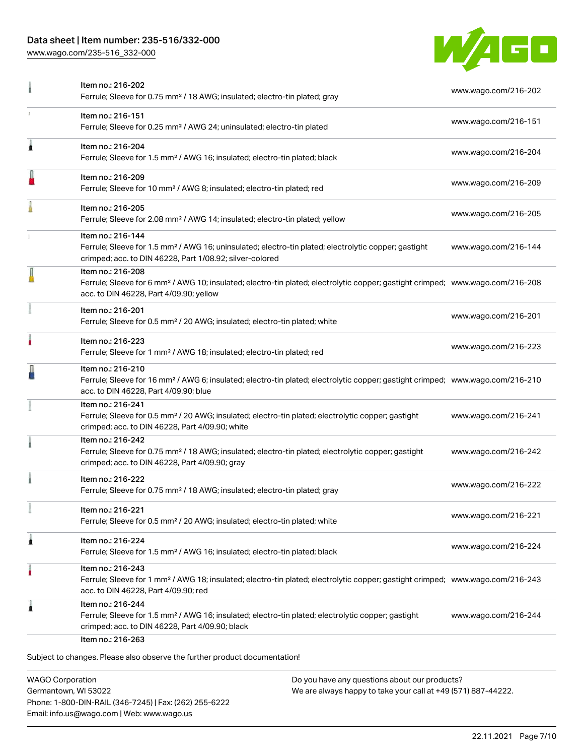| | | |
|---|---|---|
| | Item no.: 216-202<br>Ferrule; Sleeve for 0.75 mm² / 18 AWG; insulated; electro-tin plated; gray | www.wago.com/216-202 |
| | Item no.: 216-151<br>Ferrule; Sleeve for 0.25 mm² / AWG 24; uninsulated; electro-tin plated | www.wago.com/216-151 |
| | Item no.: 216-204<br>Ferrule; Sleeve for 1.5 mm² / AWG 16; insulated; electro-tin plated; black | www.wago.com/216-204 |
| | Item no.: 216-209<br>Ferrule; Sleeve for 10 mm² / AWG 8; insulated; electro-tin plated; red | www.wago.com/216-209 |
| | Item no.: 216-205<br>Ferrule; Sleeve for 2.08 mm² / AWG 14; insulated; electro-tin plated; yellow | www.wago.com/216-205 |
| | Item no.: 216-144<br>Ferrule; Sleeve for 1.5 mm² / AWG 16; uninsulated; electro-tin plated; electrolytic copper; gastight crimped; acc. to DIN 46228, Part 1/08.92; silver-colored | www.wago.com/216-144 |
| | Item no.: 216-208<br>Ferrule; Sleeve for 6 mm² / AWG 10; insulated; electro-tin plated; electrolytic copper; gastight crimped; acc. to DIN 46228, Part 4/09.90; yellow | www.wago.com/216-208 |
| | Item no.: 216-201<br>Ferrule; Sleeve for 0.5 mm² / 20 AWG; insulated; electro-tin plated; white | www.wago.com/216-201 |
| | Item no.: 216-223<br>Ferrule; Sleeve for 1 mm² / AWG 18; insulated; electro-tin plated; red | www.wago.com/216-223 |
| | Item no.: 216-210<br>Ferrule; Sleeve for 16 mm² / AWG 6; insulated; electro-tin plated; electrolytic copper; gastight crimped; acc. to DIN 46228, Part 4/09.90; blue | www.wago.com/216-210 |
| | Item no.: 216-241<br>Ferrule; Sleeve for 0.5 mm² / 20 AWG; insulated; electro-tin plated; electrolytic copper; gastight crimped; acc. to DIN 46228, Part 4/09.90; white | www.wago.com/216-241 |
| | Item no.: 216-242<br>Ferrule; Sleeve for 0.75 mm² / 18 AWG; insulated; electro-tin plated; electrolytic copper; gastight crimped; acc. to DIN 46228, Part 4/09.90; gray | www.wago.com/216-242 |
| | Item no.: 216-222<br>Ferrule; Sleeve for 0.75 mm² / 18 AWG; insulated; electro-tin plated; gray | www.wago.com/216-222 |
| | Item no.: 216-221<br>Ferrule; Sleeve for 0.5 mm² / 20 AWG; insulated; electro-tin plated; white | www.wago.com/216-221 |
| | Item no.: 216-224<br>Ferrule; Sleeve for 1.5 mm² / AWG 16; insulated; electro-tin plated; black | www.wago.com/216-224 |
| | Item no.: 216-243<br>Ferrule; Sleeve for 1 mm² / AWG 18; insulated; electro-tin plated; electrolytic copper; gastight crimped; acc. to DIN 46228, Part 4/09.90; red | www.wago.com/216-243 |
| | Item no.: 216-244<br>Ferrule; Sleeve for 1.5 mm² / AWG 16; insulated; electro-tin plated; electrolytic copper; gastight crimped; acc. to DIN 46228, Part 4/09.90; black | www.wago.com/216-244 |
| | Item no.: 216-263 | |

Subject to changes. Please also observe the further product documentation!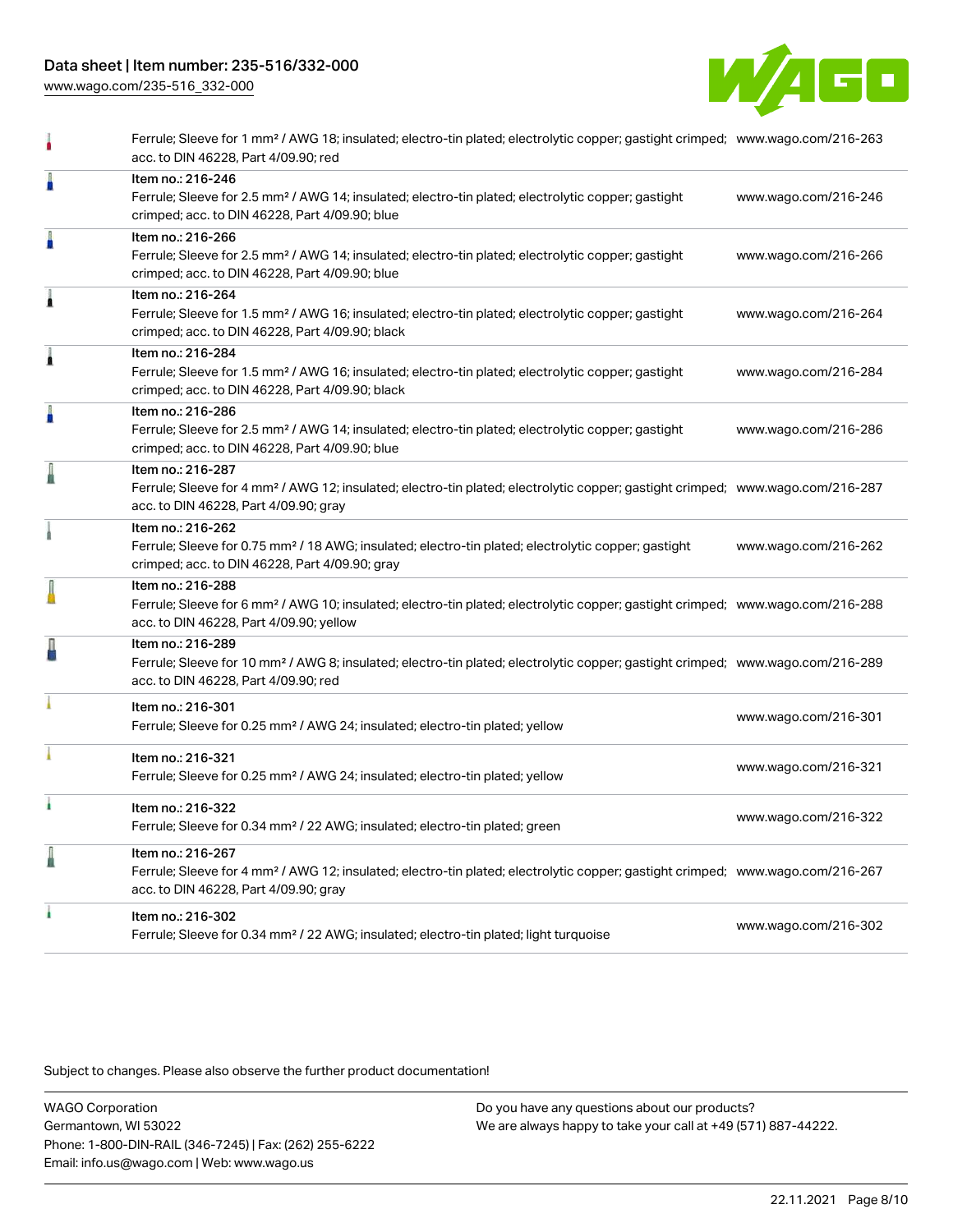| | | |
|---|---|---|
| | Ferrule; Sleeve for 1 mm² / AWG 18; insulated; electro-tin plated; electrolytic copper; gastight crimped; acc. to DIN 46228, Part 4/09.90; red | www.wago.com/216-263 |
| | Item no.: 216-246<br>Ferrule; Sleeve for 2.5 mm² / AWG 14; insulated; electro-tin plated; electrolytic copper; gastight crimped; acc. to DIN 46228, Part 4/09.90; blue | www.wago.com/216-246 |
| | Item no.: 216-266<br>Ferrule; Sleeve for 2.5 mm² / AWG 14; insulated; electro-tin plated; electrolytic copper; gastight crimped; acc. to DIN 46228, Part 4/09.90; blue | www.wago.com/216-266 |
| | Item no.: 216-264<br>Ferrule; Sleeve for 1.5 mm² / AWG 16; insulated; electro-tin plated; electrolytic copper; gastight crimped; acc. to DIN 46228, Part 4/09.90; black | www.wago.com/216-264 |
| | Item no.: 216-284<br>Ferrule; Sleeve for 1.5 mm² / AWG 16; insulated; electro-tin plated; electrolytic copper; gastight crimped; acc. to DIN 46228, Part 4/09.90; black | www.wago.com/216-284 |
| | Item no.: 216-286<br>Ferrule; Sleeve for 2.5 mm² / AWG 14; insulated; electro-tin plated; electrolytic copper; gastight crimped; acc. to DIN 46228, Part 4/09.90; blue | www.wago.com/216-286 |
| | Item no.: 216-287<br>Ferrule; Sleeve for 4 mm² / AWG 12; insulated; electro-tin plated; electrolytic copper; gastight crimped; acc. to DIN 46228, Part 4/09.90; gray | www.wago.com/216-287 |
| | Item no.: 216-262<br>Ferrule; Sleeve for 0.75 mm² / 18 AWG; insulated; electro-tin plated; electrolytic copper; gastight crimped; acc. to DIN 46228, Part 4/09.90; gray | www.wago.com/216-262 |
| | Item no.: 216-288<br>Ferrule; Sleeve for 6 mm² / AWG 10; insulated; electro-tin plated; electrolytic copper; gastight crimped; acc. to DIN 46228, Part 4/09.90; yellow | www.wago.com/216-288 |
| | Item no.: 216-289<br>Ferrule; Sleeve for 10 mm² / AWG 8; insulated; electro-tin plated; electrolytic copper; gastight crimped; acc. to DIN 46228, Part 4/09.90; red | www.wago.com/216-289 |
| | Item no.: 216-301<br>Ferrule; Sleeve for 0.25 mm² / AWG 24; insulated; electro-tin plated; yellow | www.wago.com/216-301 |
| | Item no.: 216-321<br>Ferrule; Sleeve for 0.25 mm² / AWG 24; insulated; electro-tin plated; yellow | www.wago.com/216-321 |
| | Item no.: 216-322<br>Ferrule; Sleeve for 0.34 mm² / 22 AWG; insulated; electro-tin plated; green | www.wago.com/216-322 |
| | Item no.: 216-267<br>Ferrule; Sleeve for 4 mm² / AWG 12; insulated; electro-tin plated; electrolytic copper; gastight crimped; acc. to DIN 46228, Part 4/09.90; gray | www.wago.com/216-267 |
| | Item no.: 216-302<br>Ferrule; Sleeve for 0.34 mm² / 22 AWG; insulated; electro-tin plated; light turquoise | www.wago.com/216-302 |

Subject to changes. Please also observe the further product documentation!

WAGO Corporation
Germantown, WI 53022
Phone: 1-800-DIN-RAIL (346-7245) | Fax: (262) 255-6222
Email: info.us@wago.com | Web: www.wago.us

Do you have any questions about our products?
We are always happy to take your call at +49 (571) 887-44222.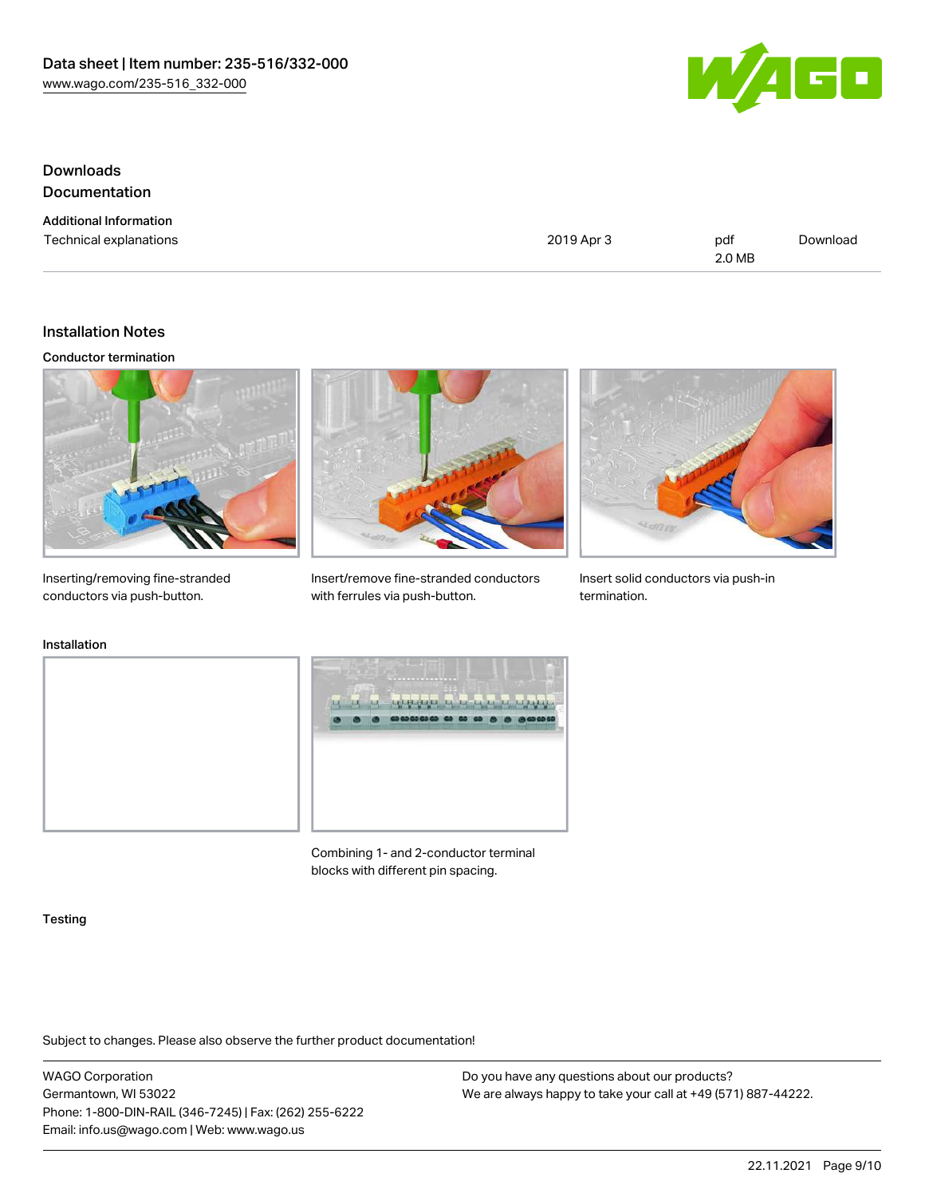## Downloads

## Documentation

### Additional Information

| | | | |
|---|---|---|---|
| Technical explanations | 2019 Apr 3 | pdf 2.0 MB | Download |

## Installation Notes

### Conductor termination

Inserting/removing fine-stranded conductors via push-button.

Insert/remove fine-stranded conductors with ferrules via push-button.

Insert solid conductors via push-in termination.

### Installation

Combining 1- and 2-conductor terminal blocks with different pin spacing.

### Testing

Subject to changes. Please also observe the further product documentation!

WAGO Corporation
Germantown, WI 53022
Phone: 1-800-DIN-RAIL (346-7245) | Fax: (262) 255-6222
Email: info.us@wago.com | Web: www.wago.us

Do you have any questions about our products?
We are always happy to take your call at +49 (571) 887-44222.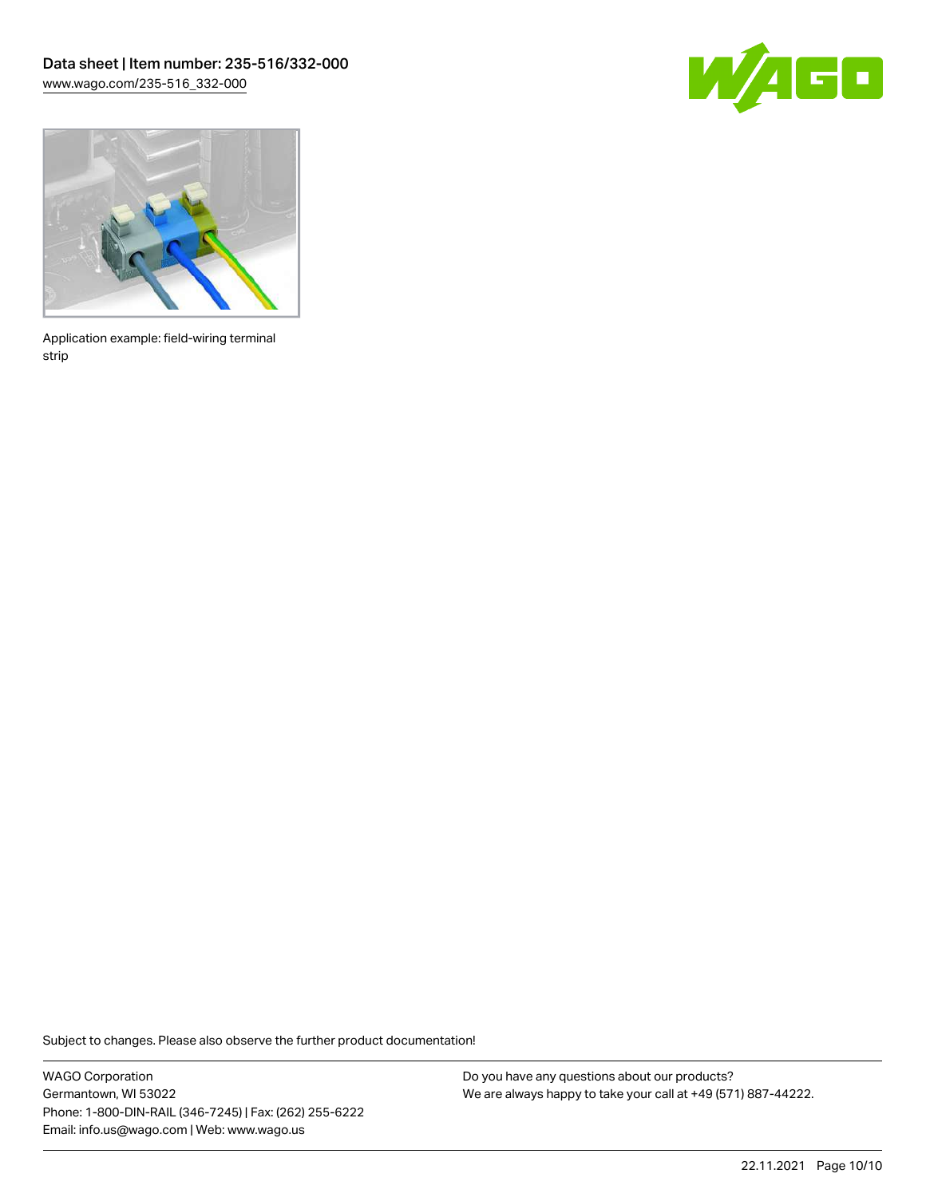Application example: field-wiring terminal strip

Subject to changes. Please also observe the further product documentation!

WAGO Corporation
Germantown, WI 53022
Phone: 1-800-DIN-RAIL (346-7245) | Fax: (262) 255-6222
Email: info.us@wago.com | Web: www.wago.us

Do you have any questions about our products?
We are always happy to take your call at +49 (571) 887-44222.